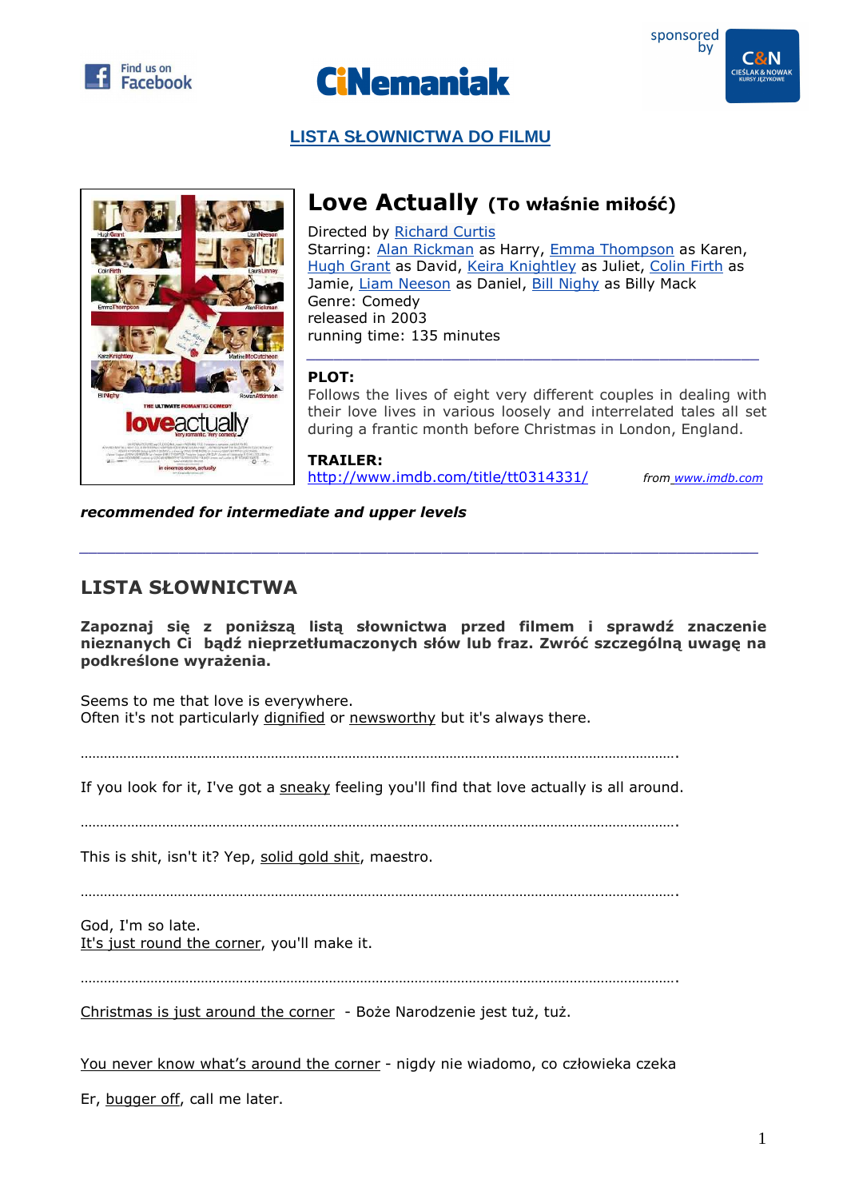Find us on Facebook

CiNemaniak

sponsored by C&N CIEŚLAK & NOWAK KURSY JĘZYKOWE

## LISTA SŁOWNICTWA DO FILMU

# Love Actually (To właśnie miłość)

Directed by Richard Curtis
Starring: Alan Rickman as Harry, Emma Thompson as Karen, Hugh Grant as David, Keira Knightley as Juliet, Colin Firth as Jamie, Liam Neeson as Daniel, Bill Nighy as Billy Mack
Genre: Comedy
released in 2003
running time: 135 minutes

**PLOT:**
Follows the lives of eight very different couples in dealing with their love lives in various loosely and interrelated tales all set during a frantic month before Christmas in London, England.

**TRAILER:**
http://www.imdb.com/title/tt0314331/ from www.imdb.com

***recommended for intermediate and upper levels***

---

## LISTA SŁOWNICTWA

**Zapoznaj się z poniższą listą słownictwa przed filmem i sprawdź znaczenie nieznanych Ci bądź nieprzetłumaczonych słów lub fraz. Zwróć szczególną uwagę na podkreślone wyrażenia.**

Seems to me that love is everywhere.
Often it's not particularly <u>dignified</u> or <u>newsworthy</u> but it's always there.

…………………………………………………………………………………………………………………………….

If you look for it, I've got a <u>sneaky</u> feeling you'll find that love actually is all around.

…………………………………………………………………………………………………………………………….

This is shit, isn't it? Yep, <u>solid gold shit</u>, maestro.

…………………………………………………………………………………………………………………………….

God, I'm so late.
<u>It's just round the corner</u>, you'll make it.

…………………………………………………………………………………………………………………………….

<u>Christmas is just around the corner</u> - Boże Narodzenie jest tuż, tuż.

<u>You never know what's around the corner</u> - nigdy nie wiadomo, co człowieka czeka

Er, <u>bugger off</u>, call me later.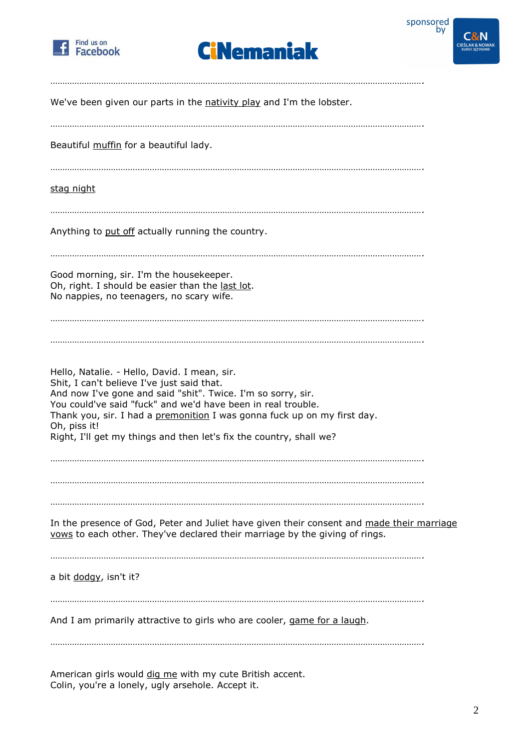……………………………………………………………………………………………………………………………………….

We've been given our parts in the <u>nativity play</u> and I'm the lobster.

……………………………………………………………………………………………………………………………………….

Beautiful <u>muffin</u> for a beautiful lady.

……………………………………………………………………………………………………………………………………….

<u>stag night</u>

……………………………………………………………………………………………………………………………………….

Anything to <u>put off</u> actually running the country.

……………………………………………………………………………………………………………………………………….

Good morning, sir. I'm the housekeeper.
Oh, right. I should be easier than the <u>last lot</u>.
No nappies, no teenagers, no scary wife.

……………………………………………………………………………………………………………………………………….

……………………………………………………………………………………………………………………………………….

Hello, Natalie. - Hello, David. I mean, sir.
Shit, I can't believe I've just said that.
And now I've gone and said "shit". Twice. I'm so sorry, sir.
You could've said "fuck" and we'd have been in real trouble.
Thank you, sir. I had a <u>premonition</u> I was gonna fuck up on my first day.
Oh, piss it!
Right, I'll get my things and then let's fix the country, shall we?

……………………………………………………………………………………………………………………………………….

……………………………………………………………………………………………………………………………………….

……………………………………………………………………………………………………………………………………….

In the presence of God, Peter and Juliet have given their consent and <u>made their marriage vows</u> to each other. They've declared their marriage by the giving of rings.

……………………………………………………………………………………………………………………………………….

a bit <u>dodgy</u>, isn't it?

……………………………………………………………………………………………………………………………………….

And I am primarily attractive to girls who are cooler, <u>game for a laugh</u>.

……………………………………………………………………………………………………………………………………….

American girls would <u>dig me</u> with my cute British accent.
Colin, you're a lonely, ugly arsehole. Accept it.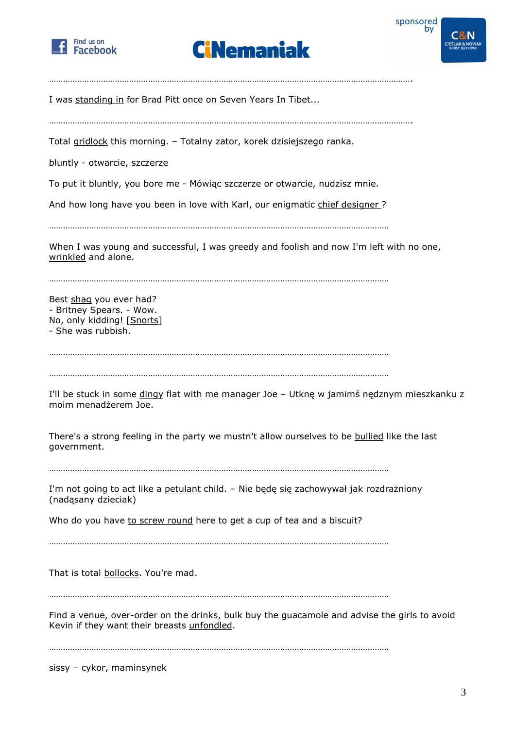……………………………………………………………………………………………………………………………………….

I was <u>standing in</u> for Brad Pitt once on Seven Years In Tibet...

……………………………………………………………………………………………………………………………………….

Total <u>gridlock</u> this morning. – Totalny zator, korek dzisiejszego ranka.

bluntly - otwarcie, szczerze

To put it bluntly, you bore me - Mówiąc szczerze or otwarcie, nudzisz mnie.

And how long have you been in love with Karl, our enigmatic <u>chief designer</u> ?

………………………………………………………………………………………………………………………………

When I was young and successful, I was greedy and foolish and now I'm left with no one, <u>wrinkled</u> and alone.

………………………………………………………………………………………………………………………………

Best <u>shag</u> you ever had?
- Britney Spears. - Wow.
No, only kidding! [<u>Snorts</u>]
- She was rubbish.

………………………………………………………………………………………………………………………………

………………………………………………………………………………………………………………………………

I'll be stuck in some <u>dingy</u> flat with me manager Joe – Utknę w jamimś nędznym mieszkanku z moim menadżerem Joe.

There's a strong feeling in the party we mustn't allow ourselves to be <u>bullied</u> like the last government.

………………………………………………………………………………………………………………………………

I'm not going to act like a <u>petulant</u> child. – Nie będę się zachowywał jak rozdrażniony (nadąsany dzieciak)

Who do you have <u>to screw round</u> here to get a cup of tea and a biscuit?

………………………………………………………………………………………………………………………………

That is total <u>bollocks</u>. You're mad.

………………………………………………………………………………………………………………………………

Find a venue, over-order on the drinks, bulk buy the guacamole and advise the girls to avoid Kevin if they want their breasts <u>unfondled</u>.

………………………………………………………………………………………………………………………………

sissy – cykor, maminsynek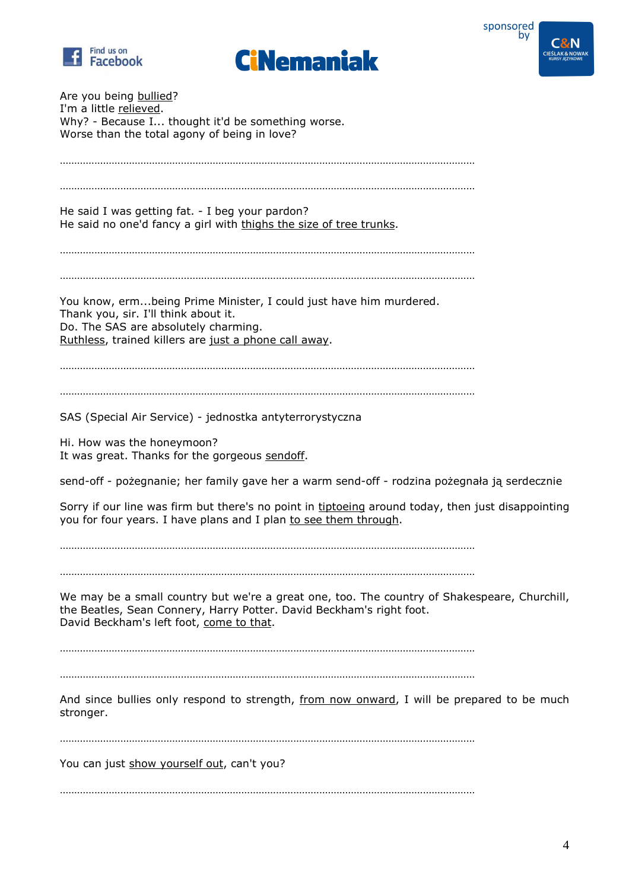Are you being <u>bullied</u>?
I'm a little <u>relieved</u>.
Why? - Because I... thought it'd be something worse.
Worse than the total agony of being in love?

……………………………………………………………………………………………………………………………

……………………………………………………………………………………………………………………………

He said I was getting fat. - I beg your pardon?
He said no one'd fancy a girl with <u>thighs the size of tree trunks</u>.

……………………………………………………………………………………………………………………………

……………………………………………………………………………………………………………………………

You know, erm...being Prime Minister, I could just have him murdered.
Thank you, sir. I'll think about it.
Do. The SAS are absolutely charming.
<u>Ruthless</u>, trained killers are <u>just a phone call away</u>.

……………………………………………………………………………………………………………………………

……………………………………………………………………………………………………………………………

SAS (Special Air Service) - jednostka antyterrorystyczna

Hi. How was the honeymoon?
It was great. Thanks for the gorgeous <u>sendoff</u>.

send-off - pożegnanie; her family gave her a warm send-off - rodzina pożegnała ją serdecznie

Sorry if our line was firm but there's no point in <u>tiptoeing</u> around today, then just disappointing you for four years. I have plans and I plan <u>to see them through</u>.

……………………………………………………………………………………………………………………………

……………………………………………………………………………………………………………………………

We may be a small country but we're a great one, too. The country of Shakespeare, Churchill, the Beatles, Sean Connery, Harry Potter. David Beckham's right foot.
David Beckham's left foot, <u>come to that</u>.

……………………………………………………………………………………………………………………………

……………………………………………………………………………………………………………………………

And since bullies only respond to strength, <u>from now onward</u>, I will be prepared to be much stronger.

……………………………………………………………………………………………………………………………

You can just <u>show yourself out</u>, can't you?

……………………………………………………………………………………………………………………………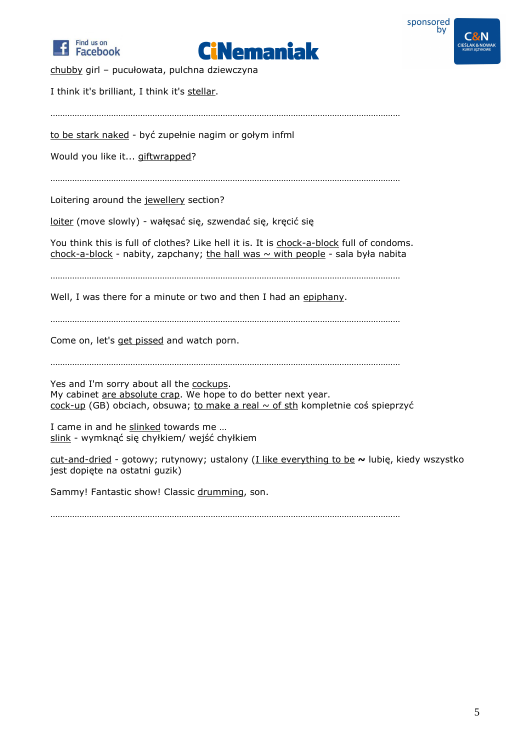chubby girl – pucułowata, pulchna dziewczyna

I think it's brilliant, I think it's stellar.

……………………………………………………………………………………………………………………………………

to be stark naked - być zupełnie nagim or gołym infml

Would you like it... giftwrapped?

……………………………………………………………………………………………………………………………………

Loitering around the jewellery section?

loiter (move slowly) - wałęsać się, szwendać się, kręcić się

You think this is full of clothes? Like hell it is. It is chock-a-block full of condoms.
chock-a-block - nabity, zapchany; the hall was ~ with people - sala była nabita

……………………………………………………………………………………………………………………………………

Well, I was there for a minute or two and then I had an epiphany.

……………………………………………………………………………………………………………………………………

Come on, let's get pissed and watch porn.

……………………………………………………………………………………………………………………………………

Yes and I'm sorry about all the cockups.
My cabinet are absolute crap. We hope to do better next year.
cock-up (GB) obciach, obsuwa; to make a real ~ of sth kompletnie coś spieprzyć

I came in and he slinked towards me …
slink - wymknąć się chyłkiem/ wejść chyłkiem

cut-and-dried - gotowy; rutynowy; ustalony (I like everything to be ~ lubię, kiedy wszystko jest dopięte na ostatni guzik)

Sammy! Fantastic show! Classic drumming, son.

……………………………………………………………………………………………………………………………………